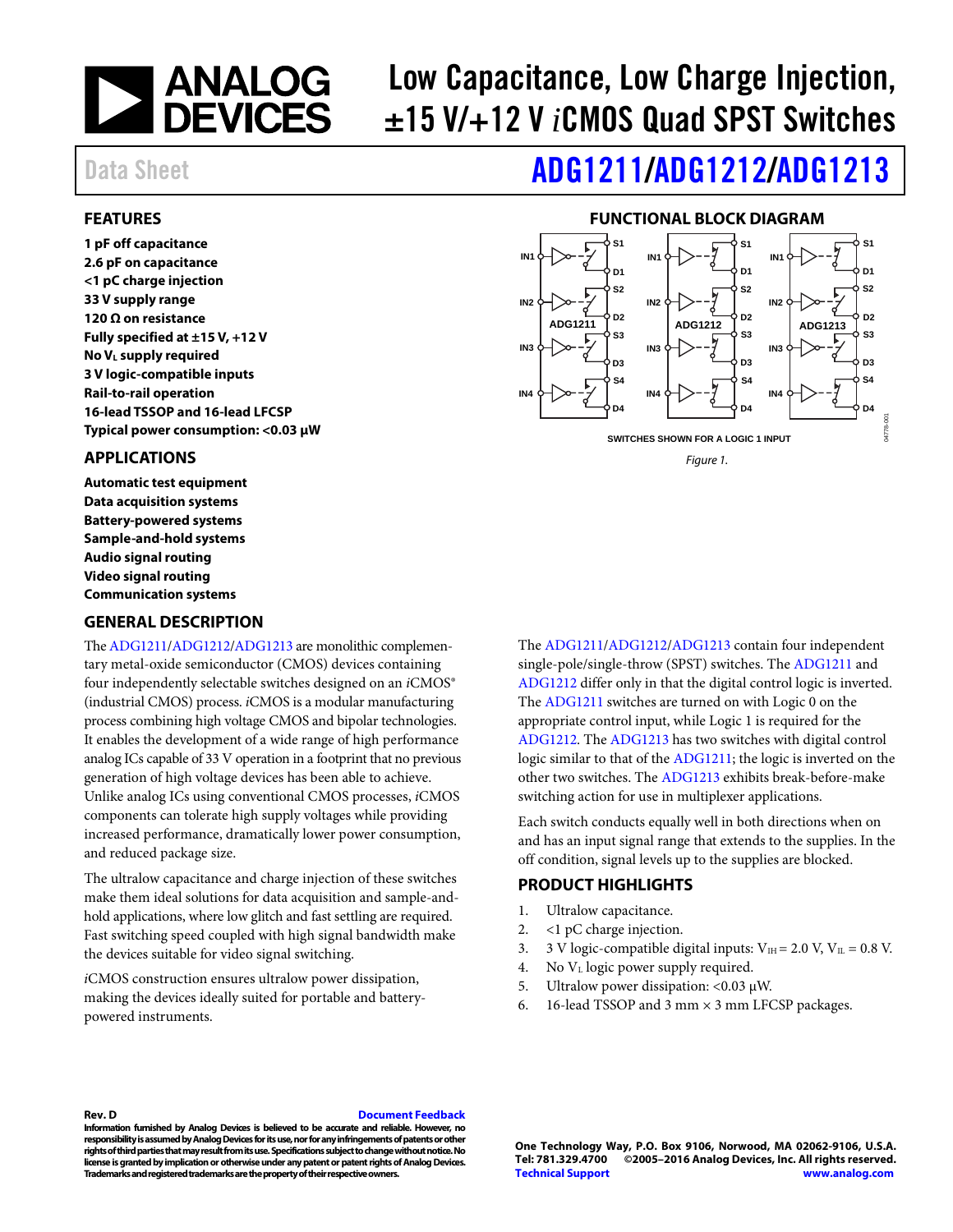# Low Capacitance, Low Charge Injection, ±15 V/+12 V *i*CMOS Quad SPST Switches

Data Sheet

# ADG1211/ADG1212/ADG1213

## FEATURES

**1 pF off capacitance**
**2.6 pF on capacitance**
**<1 pC charge injection**
**33 V supply range**
**120 Ω on resistance**
**Fully specified at ±15 V, +12 V**
**No $V_L$ supply required**
**3 V logic-compatible inputs**
**Rail-to-rail operation**
**16-lead TSSOP and 16-lead LFCSP**
**Typical power consumption: <0.03 µW**

## APPLICATIONS

**Automatic test equipment**
**Data acquisition systems**
**Battery-powered systems**
**Sample-and-hold systems**
**Audio signal routing**
**Video signal routing**
**Communication systems**

## FUNCTIONAL BLOCK DIAGRAM

SWITCHES SHOWN FOR A LOGIC 1 INPUT

*Figure 1.*

## GENERAL DESCRIPTION

The ADG1211/ADG1212/ADG1213 are monolithic complementary metal-oxide semiconductor (CMOS) devices containing four independently selectable switches designed on an *i*CMOS® (industrial CMOS) process. *i*CMOS is a modular manufacturing process combining high voltage CMOS and bipolar technologies. It enables the development of a wide range of high performance analog ICs capable of 33 V operation in a footprint that no previous generation of high voltage devices has been able to achieve. Unlike analog ICs using conventional CMOS processes, *i*CMOS components can tolerate high supply voltages while providing increased performance, dramatically lower power consumption, and reduced package size.

The ultralow capacitance and charge injection of these switches make them ideal solutions for data acquisition and sample-and-hold applications, where low glitch and fast settling are required. Fast switching speed coupled with high signal bandwidth make the devices suitable for video signal switching.

*i*CMOS construction ensures ultralow power dissipation, making the devices ideally suited for portable and battery-powered instruments.

The ADG1211/ADG1212/ADG1213 contain four independent single-pole/single-throw (SPST) switches. The ADG1211 and ADG1212 differ only in that the digital control logic is inverted. The ADG1211 switches are turned on with Logic 0 on the appropriate control input, while Logic 1 is required for the ADG1212. The ADG1213 has two switches with digital control logic similar to that of the ADG1211; the logic is inverted on the other two switches. The ADG1213 exhibits break-before-make switching action for use in multiplexer applications.

Each switch conducts equally well in both directions when on and has an input signal range that extends to the supplies. In the off condition, signal levels up to the supplies are blocked.

## PRODUCT HIGHLIGHTS

1. Ultralow capacitance.
2. <1 pC charge injection.
3. 3 V logic-compatible digital inputs: $V_{IH}$ = 2.0 V, $V_{IL}$ = 0.8 V.
4. No $V_L$ logic power supply required.
5. Ultralow power dissipation: <0.03 µW.
6. 16-lead TSSOP and 3 mm × 3 mm LFCSP packages.

**Rev. D** **Document Feedback**
**Information furnished by Analog Devices is believed to be accurate and reliable. However, no responsibility is assumed by Analog Devices for its use, nor for any infringements of patents or other rights of third parties that may result from its use. Specifications subject to change without notice. No license is granted by implication or otherwise under any patent or patent rights of Analog Devices. Trademarks and registered trademarks are the property of their respective owners.**

**One Technology Way, P.O. Box 9106, Norwood, MA 02062-9106, U.S.A.**
**Tel: 781.329.4700 ©2005–2016 Analog Devices, Inc. All rights reserved.**
**Technical Support www.analog.com**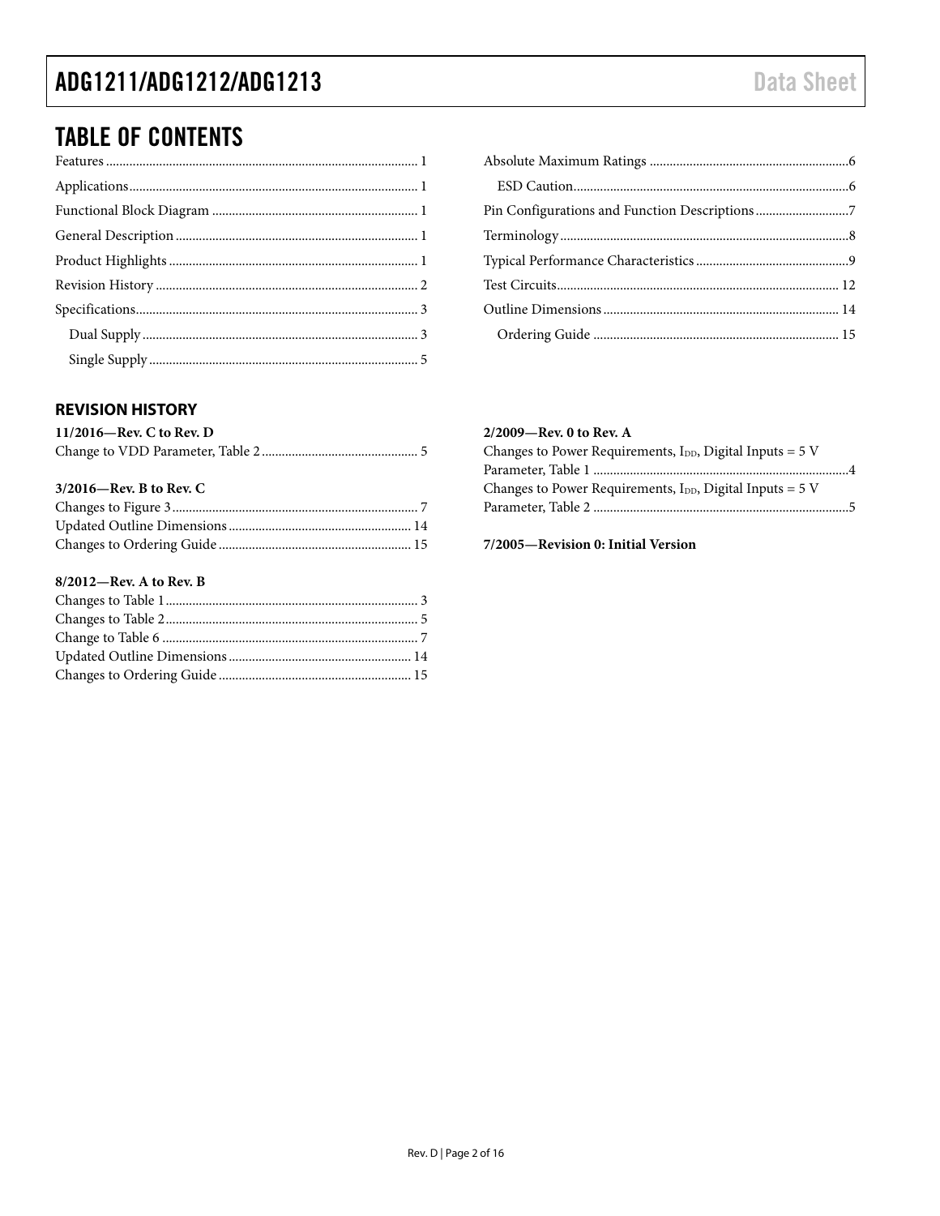## TABLE OF CONTENTS

Features ... 1
Applications ... 1
Functional Block Diagram ... 1
General Description ... 1
Product Highlights ... 1
Revision History ... 2
Specifications ... 3
  Dual Supply ... 3
  Single Supply ... 5
Absolute Maximum Ratings ... 6
  ESD Caution ... 6
Pin Configurations and Function Descriptions ... 7
Terminology ... 8
Typical Performance Characteristics ... 9
Test Circuits ... 12
Outline Dimensions ... 14
  Ordering Guide ... 15

### REVISION HISTORY

**11/2016—Rev. C to Rev. D**

Change to VDD Parameter, Table 2 ... 5

**3/2016—Rev. B to Rev. C**

Changes to Figure 3 ... 7
Updated Outline Dimensions ... 14
Changes to Ordering Guide ... 15

**8/2012—Rev. A to Rev. B**

Changes to Table 1 ... 3
Changes to Table 2 ... 5
Change to Table 6 ... 7
Updated Outline Dimensions ... 14
Changes to Ordering Guide ... 15

**2/2009—Rev. 0 to Rev. A**

Changes to Power Requirements, $I_{DD}$, Digital Inputs = 5 V Parameter, Table 1 ... 4
Changes to Power Requirements, $I_{DD}$, Digital Inputs = 5 V Parameter, Table 2 ... 5

**7/2005—Revision 0: Initial Version**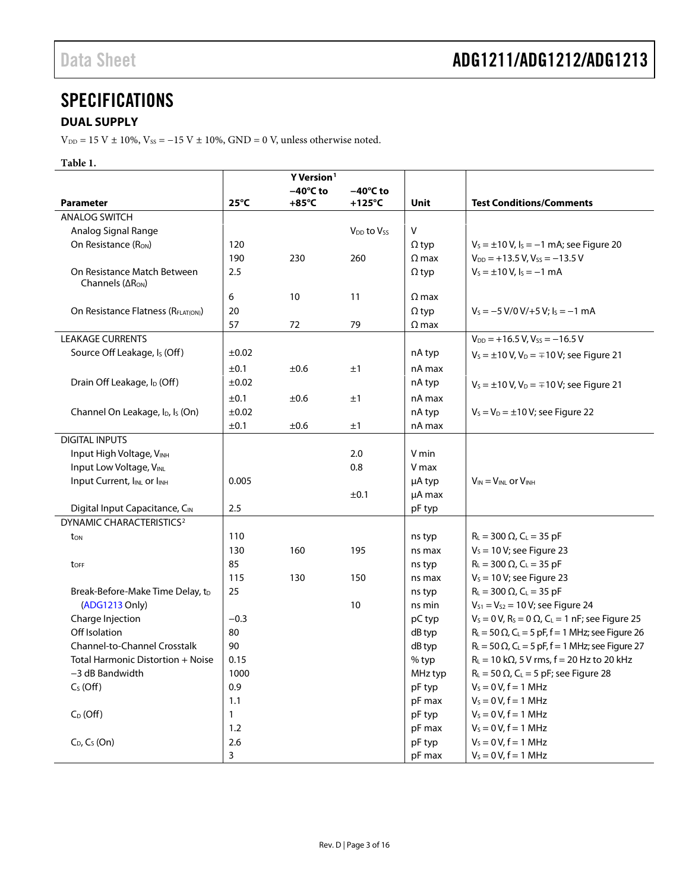## SPECIFICATIONS

### DUAL SUPPLY

$V_{DD}$ = 15 V ± 10%, $V_{SS}$ = −15 V ± 10%, GND = 0 V, unless otherwise noted.

**Table 1.**

| Parameter | Y Version[1] | | | Unit | Test Conditions/Comments |
|---|---|---|---|---|---|
| | 25°C | −40°C to +85°C | −40°C to +125°C | | |
| ANALOG SWITCH | | | | | |
| Analog Signal Range | | | $V_{DD}$ to $V_{SS}$ | V | |
| On Resistance ($R_{ON}$) | 120 | | | Ω typ | $V_S$ = ±10 V, $I_S$ = −1 mA; see Figure 20 |
| | 190 | 230 | 260 | Ω max | $V_{DD}$ = +13.5 V, $V_{SS}$ = −13.5 V |
| On Resistance Match Between Channels ($\Delta R_{ON}$) | 2.5 | | | Ω typ | $V_S$ = ±10 V, $I_S$ = −1 mA |
| | 6 | 10 | 11 | Ω max | |
| On Resistance Flatness ($R_{FLAT(ON)}$) | 20 | | | Ω typ | $V_S$ = −5 V/0 V/+5 V; $I_S$ = −1 mA |
| | 57 | 72 | 79 | Ω max | |
| LEAKAGE CURRENTS | | | | | $V_{DD}$ = +16.5 V, $V_{SS}$ = −16.5 V |
| Source Off Leakage, $I_S$ (Off) | ±0.02 | | | nA typ | $V_S$ = ±10 V, $V_D$ = ∓10 V; see Figure 21 |
| | ±0.1 | ±0.6 | ±1 | nA max | |
| Drain Off Leakage, $I_D$ (Off) | ±0.02 | | | nA typ | $V_S$ = ±10 V, $V_D$ = ∓10 V; see Figure 21 |
| | ±0.1 | ±0.6 | ±1 | nA max | |
| Channel On Leakage, $I_D$, $I_S$ (On) | ±0.02 | | | nA typ | $V_S$ = $V_D$ = ±10 V; see Figure 22 |
| | ±0.1 | ±0.6 | ±1 | nA max | |
| DIGITAL INPUTS | | | | | |
| Input High Voltage, $V_{INH}$ | | | 2.0 | V min | |
| Input Low Voltage, $V_{INL}$ | | | 0.8 | V max | |
| Input Current, $I_{INL}$ or $I_{INH}$ | 0.005 | | | μA typ | $V_{IN}$ = $V_{INL}$ or $V_{INH}$ |
| | | | ±0.1 | μA max | |
| Digital Input Capacitance, $C_{IN}$ | 2.5 | | | pF typ | |
| DYNAMIC CHARACTERISTICS[2] | | | | | |
| $t_{ON}$ | 110 | | | ns typ | $R_L$ = 300 Ω, $C_L$ = 35 pF |
| | 130 | 160 | 195 | ns max | $V_S$ = 10 V; see Figure 23 |
| $t_{OFF}$ | 85 | | | ns typ | $R_L$ = 300 Ω, $C_L$ = 35 pF |
| | 115 | 130 | 150 | ns max | $V_S$ = 10 V; see Figure 23 |
| Break-Before-Make Time Delay, $t_D$ | 25 | | | ns typ | $R_L$ = 300 Ω, $C_L$ = 35 pF |
| (ADG1213 Only) | | | 10 | ns min | $V_{S1}$ = $V_{S2}$ = 10 V; see Figure 24 |
| Charge Injection | −0.3 | | | pC typ | $V_S$ = 0 V, $R_S$ = 0 Ω, $C_L$ = 1 nF; see Figure 25 |
| Off Isolation | 80 | | | dB typ | $R_L$ = 50 Ω, $C_L$ = 5 pF, f = 1 MHz; see Figure 26 |
| Channel-to-Channel Crosstalk | 90 | | | dB typ | $R_L$ = 50 Ω, $C_L$ = 5 pF, f = 1 MHz; see Figure 27 |
| Total Harmonic Distortion + Noise | 0.15 | | | % typ | $R_L$ = 10 kΩ, 5 V rms, f = 20 Hz to 20 kHz |
| −3 dB Bandwidth | 1000 | | | MHz typ | $R_L$ = 50 Ω, $C_L$ = 5 pF; see Figure 28 |
| $C_S$ (Off) | 0.9 | | | pF typ | $V_S$ = 0 V, f = 1 MHz |
| | 1.1 | | | pF max | $V_S$ = 0 V, f = 1 MHz |
| $C_D$ (Off) | 1 | | | pF typ | $V_S$ = 0 V, f = 1 MHz |
| | 1.2 | | | pF max | $V_S$ = 0 V, f = 1 MHz |
| $C_D$, $C_S$ (On) | 2.6 | | | pF typ | $V_S$ = 0 V, f = 1 MHz |
| | 3 | | | pF max | $V_S$ = 0 V, f = 1 MHz |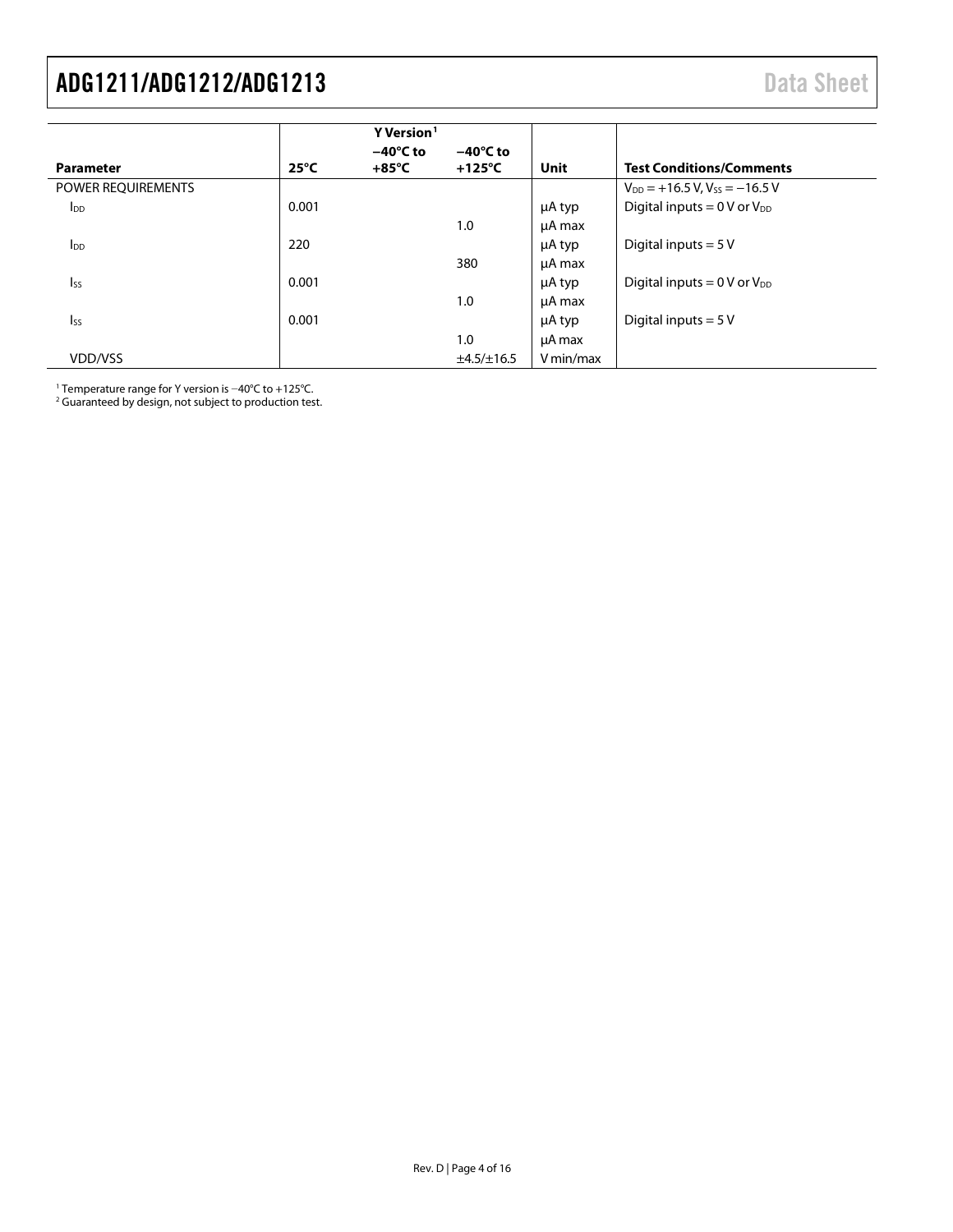| Parameter | Y Version[1] | | | Unit | Test Conditions/Comments |
|---|---|---|---|---|---|
| | 25°C | −40°C to +85°C | −40°C to +125°C | | |
| POWER REQUIREMENTS | | | | | $V_{DD}$ = +16.5 V, $V_{SS}$ = −16.5 V |
| $I_{DD}$ | 0.001 | | | µA typ | Digital inputs = 0 V or $V_{DD}$ |
| | | | 1.0 | µA max | |
| $I_{DD}$ | 220 | | | µA typ | Digital inputs = 5 V |
| | | | 380 | µA max | |
| $I_{SS}$ | 0.001 | | | µA typ | Digital inputs = 0 V or $V_{DD}$ |
| | | | 1.0 | µA max | |
| $I_{SS}$ | 0.001 | | | µA typ | Digital inputs = 5 V |
| | | | 1.0 | µA max | |
| VDD/VSS | | | ±4.5/±16.5 | V min/max | |

[1] Temperature range for Y version is −40°C to +125°C.
[2] Guaranteed by design, not subject to production test.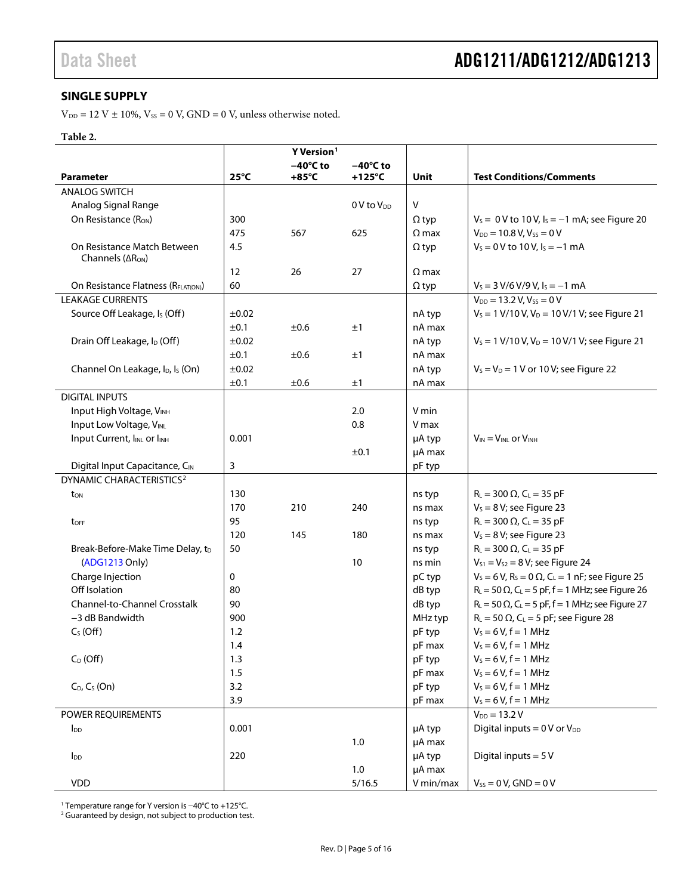## SINGLE SUPPLY

$V_{DD}$ = 12 V ± 10%, $V_{SS}$ = 0 V, GND = 0 V, unless otherwise noted.

**Table 2.**

| Parameter | Y Version[1] 25°C | −40°C to +85°C | −40°C to +125°C | Unit | Test Conditions/Comments |
|---|---|---|---|---|---|
| ANALOG SWITCH | | | | | |
| Analog Signal Range | | | 0 V to $V_{DD}$ | V | |
| On Resistance ($R_{ON}$) | 300 | | | Ω typ | $V_S$ = 0 V to 10 V, $I_S$ = −1 mA; see Figure 20 |
| | 475 | 567 | 625 | Ω max | $V_{DD}$ = 10.8 V, $V_{SS}$ = 0 V |
| On Resistance Match Between Channels ($\Delta R_{ON}$) | 4.5 | | | Ω typ | $V_S$ = 0 V to 10 V, $I_S$ = −1 mA |
| | 12 | 26 | 27 | Ω max | |
| On Resistance Flatness ($R_{FLAT(ON)}$) | 60 | | | Ω typ | $V_S$ = 3 V/6 V/9 V, $I_S$ = −1 mA |
| LEAKAGE CURRENTS | | | | | $V_{DD}$ = 13.2 V, $V_{SS}$ = 0 V |
| Source Off Leakage, $I_S$ (Off) | ±0.02 | | | nA typ | $V_S$ = 1 V/10 V, $V_D$ = 10 V/1 V; see Figure 21 |
| | ±0.1 | ±0.6 | ±1 | nA max | |
| Drain Off Leakage, $I_D$ (Off) | ±0.02 | | | nA typ | $V_S$ = 1 V/10 V, $V_D$ = 10 V/1 V; see Figure 21 |
| | ±0.1 | ±0.6 | ±1 | nA max | |
| Channel On Leakage, $I_D$, $I_S$ (On) | ±0.02 | | | nA typ | $V_S$ = $V_D$ = 1 V or 10 V; see Figure 22 |
| | ±0.1 | ±0.6 | ±1 | nA max | |
| DIGITAL INPUTS | | | | | |
| Input High Voltage, $V_{INH}$ | | | 2.0 | V min | |
| Input Low Voltage, $V_{INL}$ | | | 0.8 | V max | |
| Input Current, $I_{INL}$ or $I_{INH}$ | 0.001 | | | μA typ | $V_{IN}$ = $V_{INL}$ or $V_{INH}$ |
| | | | ±0.1 | μA max | |
| Digital Input Capacitance, $C_{IN}$ | 3 | | | pF typ | |
| DYNAMIC CHARACTERISTICS[2] | | | | | |
| $t_{ON}$ | 130 | | | ns typ | $R_L$ = 300 Ω, $C_L$ = 35 pF |
| | 170 | 210 | 240 | ns max | $V_S$ = 8 V; see Figure 23 |
| $t_{OFF}$ | 95 | | | ns typ | $R_L$ = 300 Ω, $C_L$ = 35 pF |
| | 120 | 145 | 180 | ns max | $V_S$ = 8 V; see Figure 23 |
| Break-Before-Make Time Delay, $t_D$ (ADG1213 Only) | 50 | | | ns typ | $R_L$ = 300 Ω, $C_L$ = 35 pF |
| | | | 10 | ns min | $V_{S1}$ = $V_{S2}$ = 8 V; see Figure 24 |
| Charge Injection | 0 | | | pC typ | $V_S$ = 6 V, $R_S$ = 0 Ω, $C_L$ = 1 nF; see Figure 25 |
| Off Isolation | 80 | | | dB typ | $R_L$ = 50 Ω, $C_L$ = 5 pF, f = 1 MHz; see Figure 26 |
| Channel-to-Channel Crosstalk | 90 | | | dB typ | $R_L$ = 50 Ω, $C_L$ = 5 pF, f = 1 MHz; see Figure 27 |
| −3 dB Bandwidth | 900 | | | MHz typ | $R_L$ = 50 Ω, $C_L$ = 5 pF; see Figure 28 |
| $C_S$ (Off) | 1.2 | | | pF typ | $V_S$ = 6 V, f = 1 MHz |
| | 1.4 | | | pF max | $V_S$ = 6 V, f = 1 MHz |
| $C_D$ (Off) | 1.3 | | | pF typ | $V_S$ = 6 V, f = 1 MHz |
| | 1.5 | | | pF max | $V_S$ = 6 V, f = 1 MHz |
| $C_D$, $C_S$ (On) | 3.2 | | | pF typ | $V_S$ = 6 V, f = 1 MHz |
| | 3.9 | | | pF max | $V_S$ = 6 V, f = 1 MHz |
| POWER REQUIREMENTS | | | | | $V_{DD}$ = 13.2 V |
| $I_{DD}$ | 0.001 | | | μA typ | Digital inputs = 0 V or $V_{DD}$ |
| | | | 1.0 | μA max | |
| $I_{DD}$ | 220 | | | μA typ | Digital inputs = 5 V |
| | | | 1.0 | μA max | |
| VDD | | | 5/16.5 | V min/max | $V_{SS}$ = 0 V, GND = 0 V |

[1] Temperature range for Y version is −40°C to +125°C.
[2] Guaranteed by design, not subject to production test.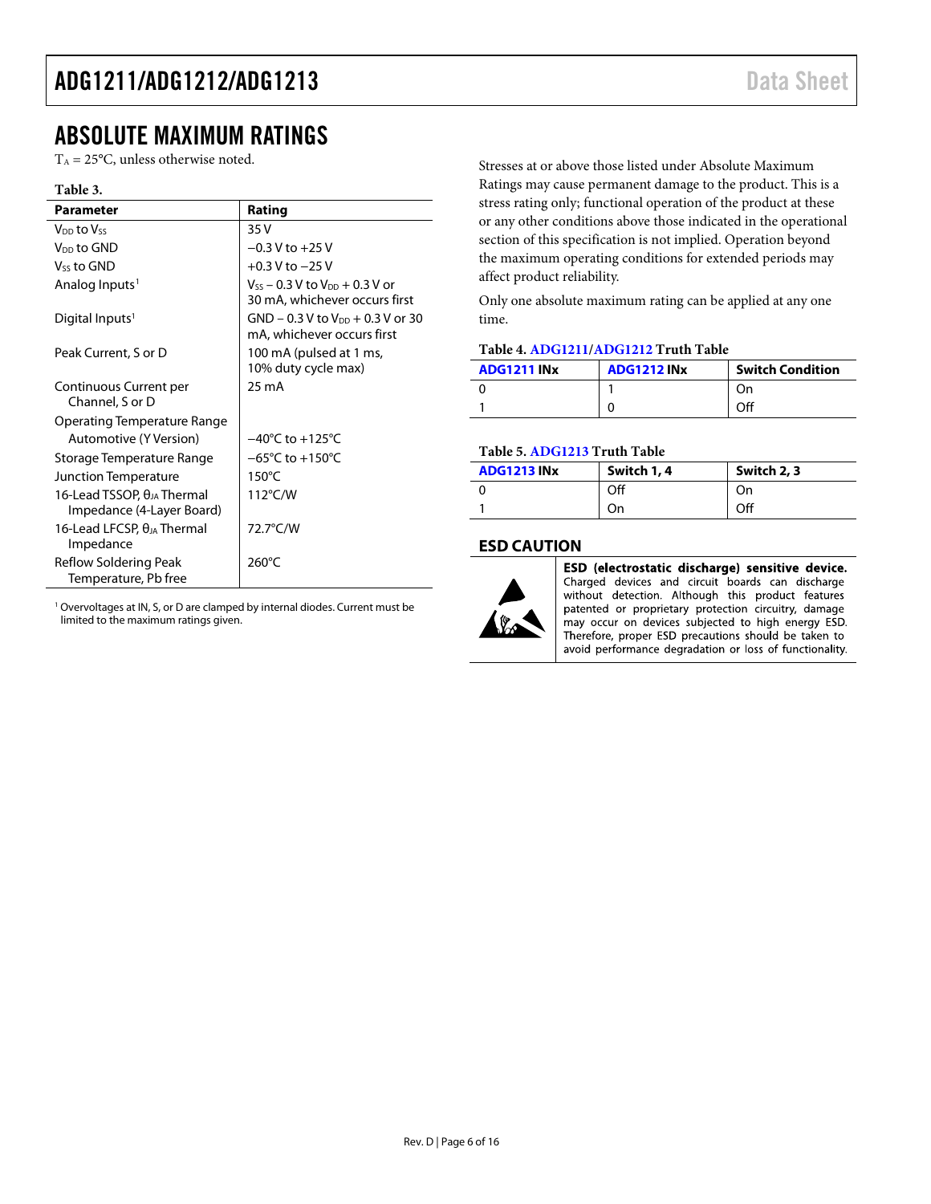## ABSOLUTE MAXIMUM RATINGS

$T_A$ = 25°C, unless otherwise noted.

**Table 3.**

| Parameter | Rating |
|---|---|
| $V_{DD}$ to $V_{SS}$ | 35 V |
| $V_{DD}$ to GND | −0.3 V to +25 V |
| $V_{SS}$ to GND | +0.3 V to −25 V |
| Analog Inputs[1] | $V_{SS}$ − 0.3 V to $V_{DD}$ + 0.3 V or 30 mA, whichever occurs first |
| Digital Inputs[1] | GND − 0.3 V to $V_{DD}$ + 0.3 V or 30 mA, whichever occurs first |
| Peak Current, S or D | 100 mA (pulsed at 1 ms, 10% duty cycle max) |
| Continuous Current per Channel, S or D | 25 mA |
| Operating Temperature Range | |
| Automotive (Y Version) | −40°C to +125°C |
| Storage Temperature Range | −65°C to +150°C |
| Junction Temperature | 150°C |
| 16-Lead TSSOP, $\theta_{JA}$ Thermal Impedance (4-Layer Board) | 112°C/W |
| 16-Lead LFCSP, $\theta_{JA}$ Thermal Impedance | 72.7°C/W |
| Reflow Soldering Peak Temperature, Pb free | 260°C |

[1] Overvoltages at IN, S, or D are clamped by internal diodes. Current must be limited to the maximum ratings given.

Stresses at or above those listed under Absolute Maximum Ratings may cause permanent damage to the product. This is a stress rating only; functional operation of the product at these or any other conditions above those indicated in the operational section of this specification is not implied. Operation beyond the maximum operating conditions for extended periods may affect product reliability.

Only one absolute maximum rating can be applied at any one time.

**Table 4. ADG1211/ADG1212 Truth Table**

| ADG1211 INx | ADG1212 INx | Switch Condition |
|---|---|---|
| 0 | 1 | On |
| 1 | 0 | Off |

**Table 5. ADG1213 Truth Table**

| ADG1213 INx | Switch 1, 4 | Switch 2, 3 |
|---|---|---|
| 0 | Off | On |
| 1 | On | Off |

## ESD CAUTION

**ESD (electrostatic discharge) sensitive device.** Charged devices and circuit boards can discharge without detection. Although this product features patented or proprietary protection circuitry, damage may occur on devices subjected to high energy ESD. Therefore, proper ESD precautions should be taken to avoid performance degradation or loss of functionality.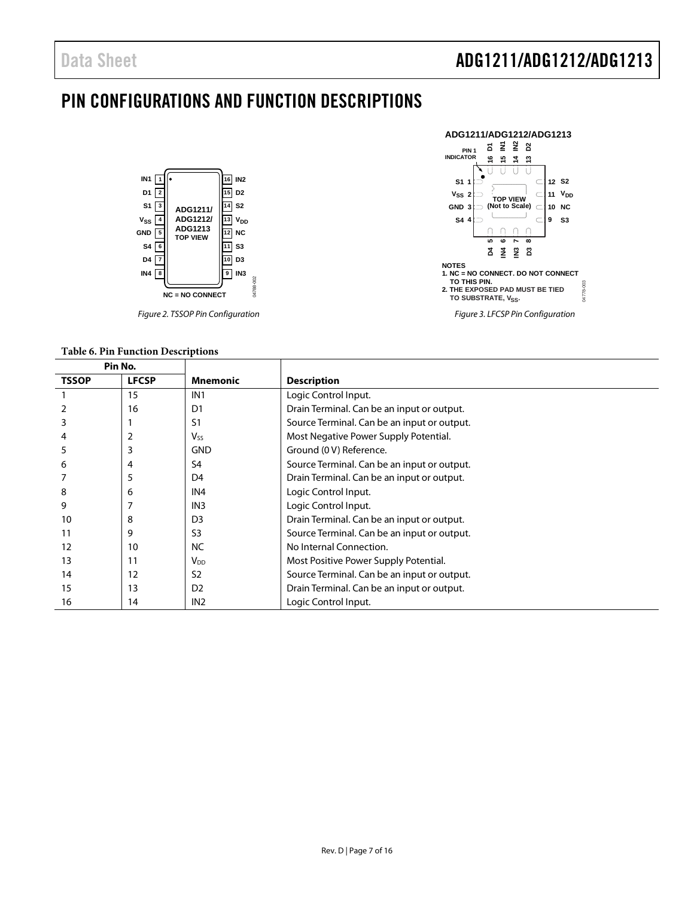# PIN CONFIGURATIONS AND FUNCTION DESCRIPTIONS

Figure 2. TSSOP Pin Configuration

NOTES
1. NC = NO CONNECT. DO NOT CONNECT TO THIS PIN.
2. THE EXPOSED PAD MUST BE TIED TO SUBSTRATE, $V_{SS}$.

Figure 3. LFCSP Pin Configuration

**Table 6. Pin Function Descriptions**

| Pin No. | | | |
|---|---|---|---|
| **TSSOP** | **LFCSP** | **Mnemonic** | **Description** |
| 1 | 15 | IN1 | Logic Control Input. |
| 2 | 16 | D1 | Drain Terminal. Can be an input or output. |
| 3 | 1 | S1 | Source Terminal. Can be an input or output. |
| 4 | 2 | $V_{SS}$ | Most Negative Power Supply Potential. |
| 5 | 3 | GND | Ground (0 V) Reference. |
| 6 | 4 | S4 | Source Terminal. Can be an input or output. |
| 7 | 5 | D4 | Drain Terminal. Can be an input or output. |
| 8 | 6 | IN4 | Logic Control Input. |
| 9 | 7 | IN3 | Logic Control Input. |
| 10 | 8 | D3 | Drain Terminal. Can be an input or output. |
| 11 | 9 | S3 | Source Terminal. Can be an input or output. |
| 12 | 10 | NC | No Internal Connection. |
| 13 | 11 | $V_{DD}$ | Most Positive Power Supply Potential. |
| 14 | 12 | S2 | Source Terminal. Can be an input or output. |
| 15 | 13 | D2 | Drain Terminal. Can be an input or output. |
| 16 | 14 | IN2 | Logic Control Input. |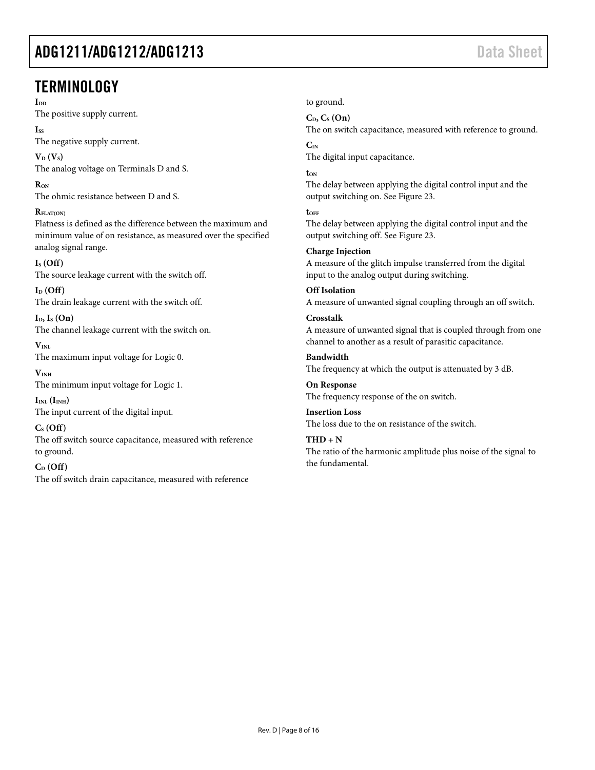## TERMINOLOGY

**$I_{DD}$**
The positive supply current.

**$I_{SS}$**
The negative supply current.

**$V_D$ ($V_S$)**
The analog voltage on Terminals D and S.

**$R_{ON}$**
The ohmic resistance between D and S.

**$R_{FLAT(ON)}$**
Flatness is defined as the difference between the maximum and minimum value of on resistance, as measured over the specified analog signal range.

**$I_S$ (Off)**
The source leakage current with the switch off.

**$I_D$ (Off)**
The drain leakage current with the switch off.

**$I_D$, $I_S$ (On)**
The channel leakage current with the switch on.

**$V_{INL}$**
The maximum input voltage for Logic 0.

**$V_{INH}$**
The minimum input voltage for Logic 1.

**$I_{INL}$ ($I_{INH}$)**
The input current of the digital input.

**$C_S$ (Off)**
The off switch source capacitance, measured with reference to ground.

**$C_D$ (Off)**
The off switch drain capacitance, measured with reference to ground.

**$C_D$, $C_S$ (On)**
The on switch capacitance, measured with reference to ground.

**$C_{IN}$**
The digital input capacitance.

**$t_{ON}$**
The delay between applying the digital control input and the output switching on. See Figure 23.

**$t_{OFF}$**
The delay between applying the digital control input and the output switching off. See Figure 23.

**Charge Injection**
A measure of the glitch impulse transferred from the digital input to the analog output during switching.

**Off Isolation**
A measure of unwanted signal coupling through an off switch.

**Crosstalk**
A measure of unwanted signal that is coupled through from one channel to another as a result of parasitic capacitance.

**Bandwidth**
The frequency at which the output is attenuated by 3 dB.

**On Response**
The frequency response of the on switch.

**Insertion Loss**
The loss due to the on resistance of the switch.

**THD + N**
The ratio of the harmonic amplitude plus noise of the signal to the fundamental.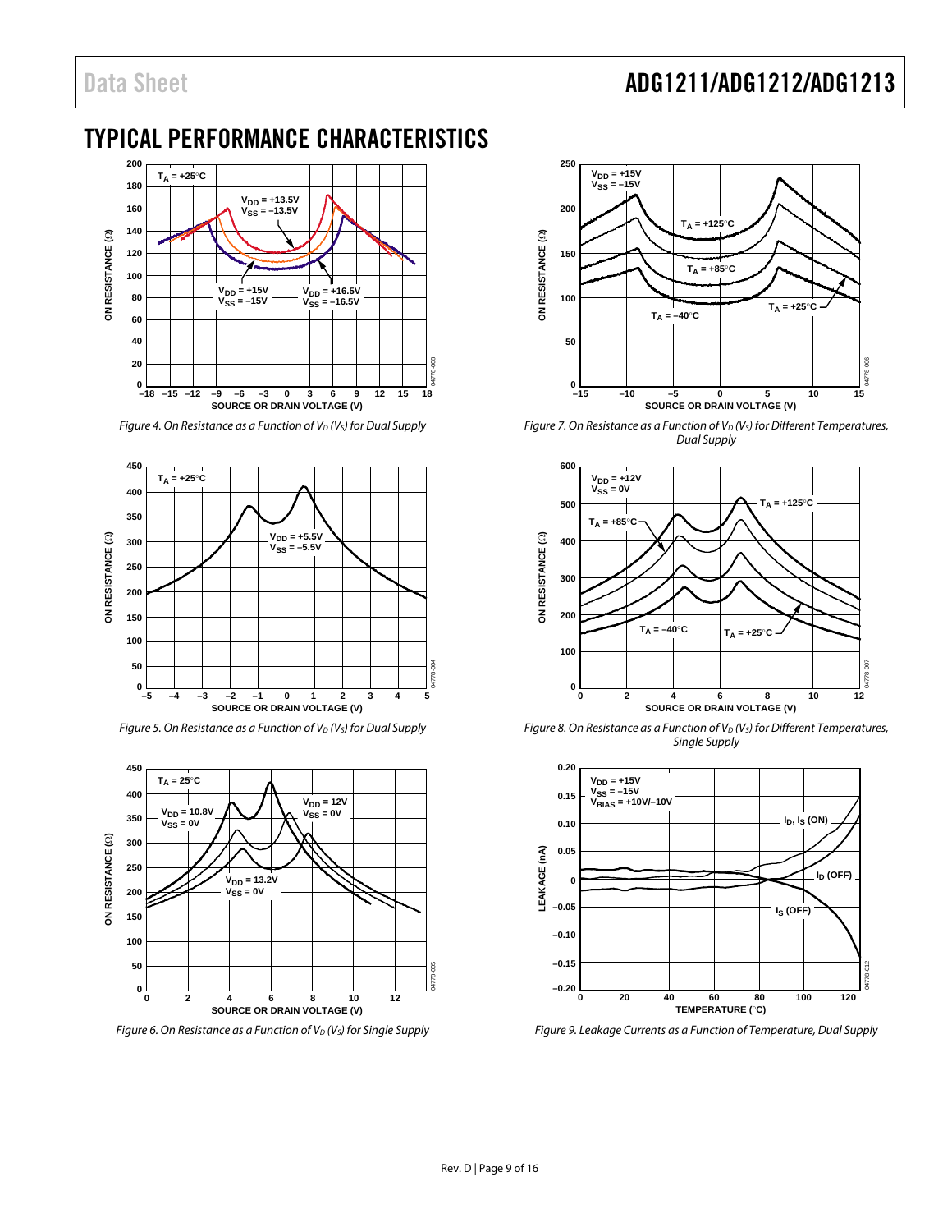# TYPICAL PERFORMANCE CHARACTERISTICS

*Figure 4. On Resistance as a Function of $V_D$ ($V_S$) for Dual Supply*

*Figure 5. On Resistance as a Function of $V_D$ ($V_S$) for Dual Supply*

*Figure 6. On Resistance as a Function of $V_D$ ($V_S$) for Single Supply*

*Figure 7. On Resistance as a Function of $V_D$ ($V_S$) for Different Temperatures, Dual Supply*

*Figure 8. On Resistance as a Function of $V_D$ ($V_S$) for Different Temperatures, Single Supply*

*Figure 9. Leakage Currents as a Function of Temperature, Dual Supply*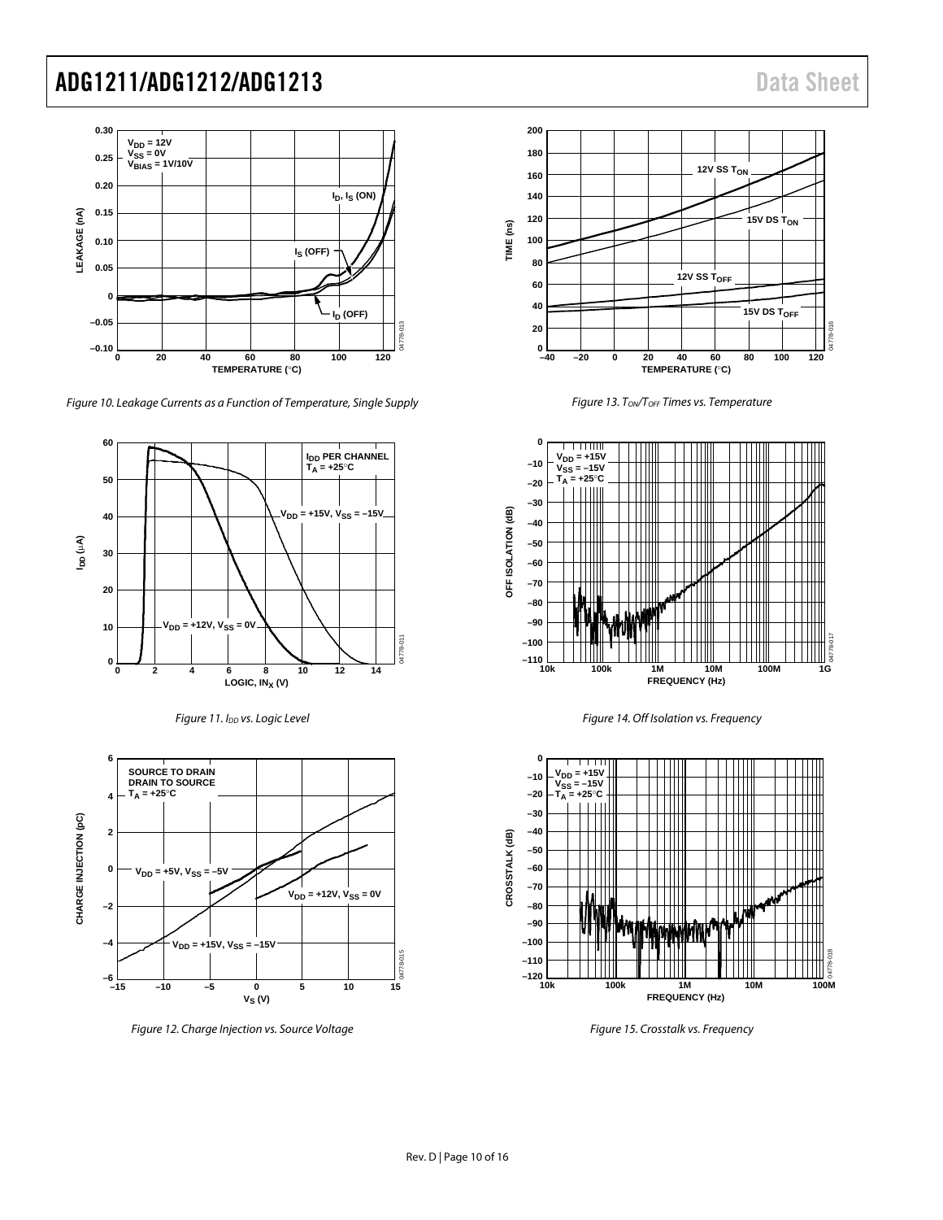Figure 10. Leakage Currents as a Function of Temperature, Single Supply

Figure 11. $I_{DD}$ vs. Logic Level

Figure 12. Charge Injection vs. Source Voltage

Figure 13. $T_{ON}/T_{OFF}$ Times vs. Temperature

Figure 14. Off Isolation vs. Frequency

Figure 15. Crosstalk vs. Frequency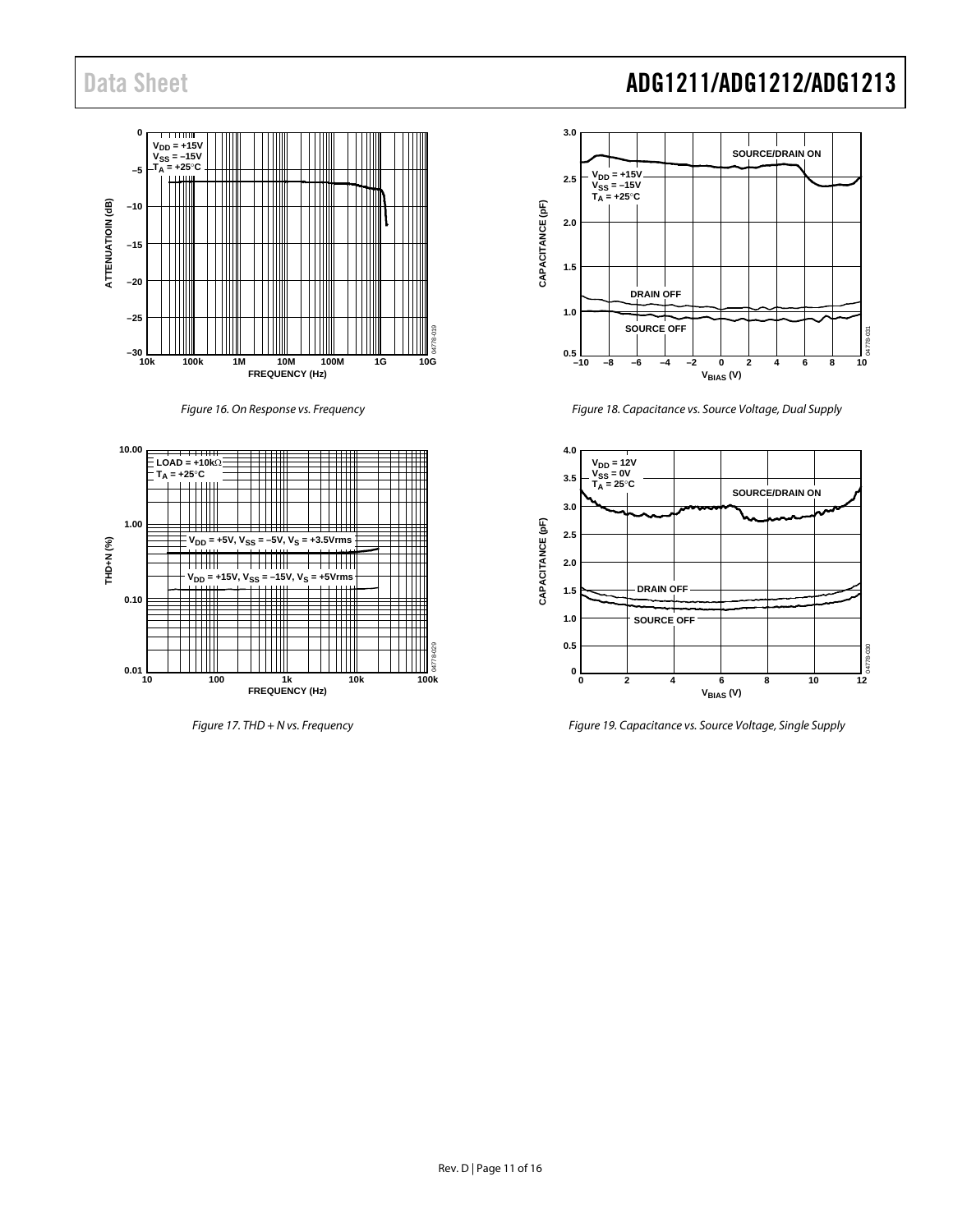Figure 16. On Response vs. Frequency

Figure 17. THD + N vs. Frequency

Figure 18. Capacitance vs. Source Voltage, Dual Supply

Figure 19. Capacitance vs. Source Voltage, Single Supply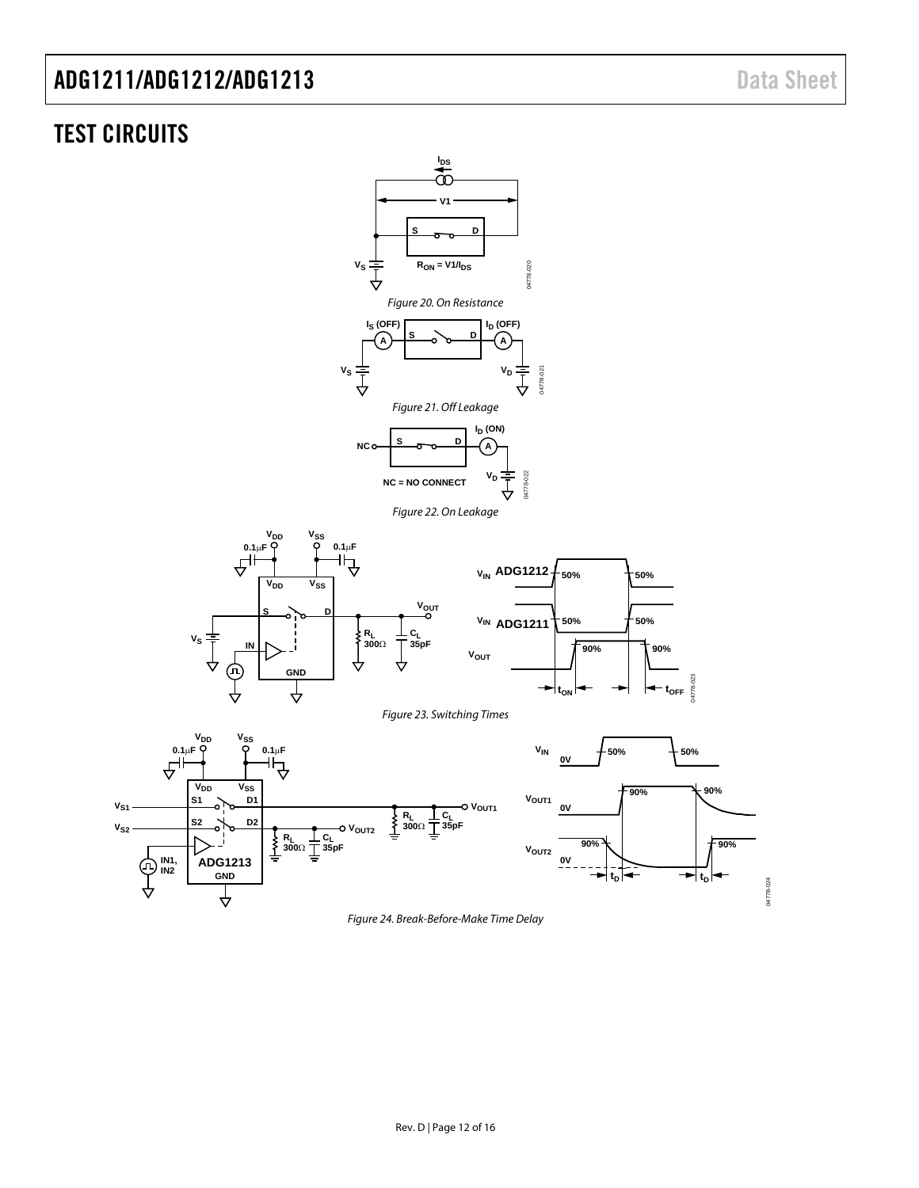# TEST CIRCUITS

Figure 20. On Resistance

Figure 21. Off Leakage

Figure 22. On Leakage

Figure 23. Switching Times

Figure 24. Break-Before-Make Time Delay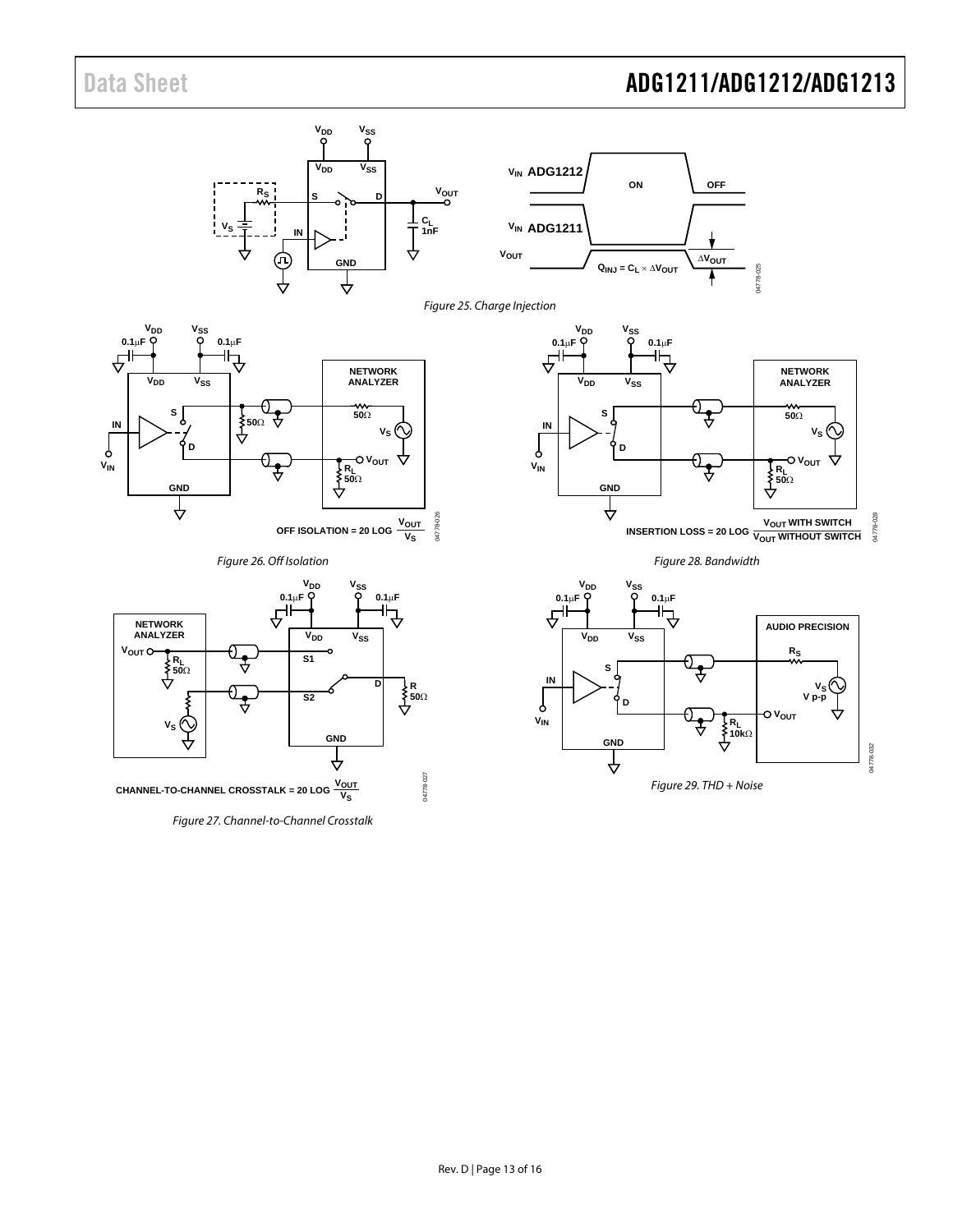Figure 25. Charge Injection

Figure 26. Off Isolation

Figure 27. Channel-to-Channel Crosstalk

Figure 28. Bandwidth

Figure 29. THD + Noise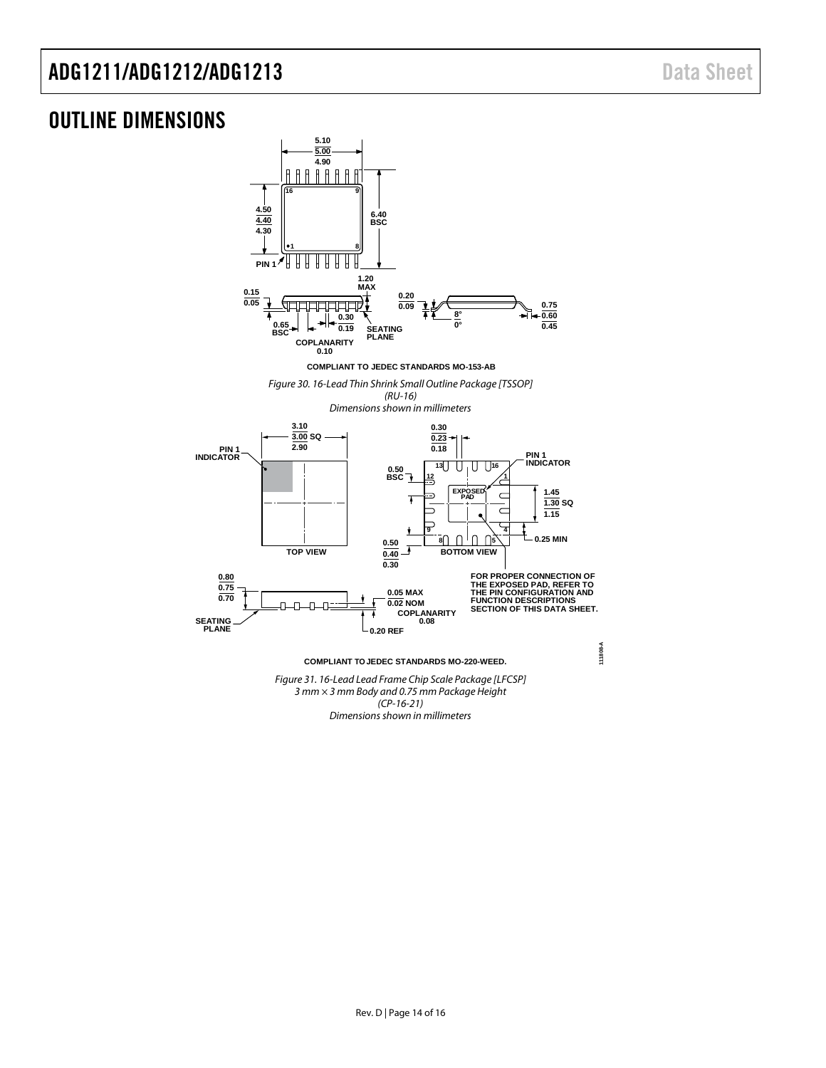## OUTLINE DIMENSIONS

COMPLIANT TO JEDEC STANDARDS MO-153-AB

*Figure 30. 16-Lead Thin Shrink Small Outline Package [TSSOP] (RU-16) Dimensions shown in millimeters*

FOR PROPER CONNECTION OF THE EXPOSED PAD, REFER TO THE PIN CONFIGURATION AND FUNCTION DESCRIPTIONS SECTION OF THIS DATA SHEET.

COMPLIANT TO JEDEC STANDARDS MO-220-WEED.

*Figure 31. 16-Lead Lead Frame Chip Scale Package [LFCSP] 3 mm × 3 mm Body and 0.75 mm Package Height (CP-16-21) Dimensions shown in millimeters*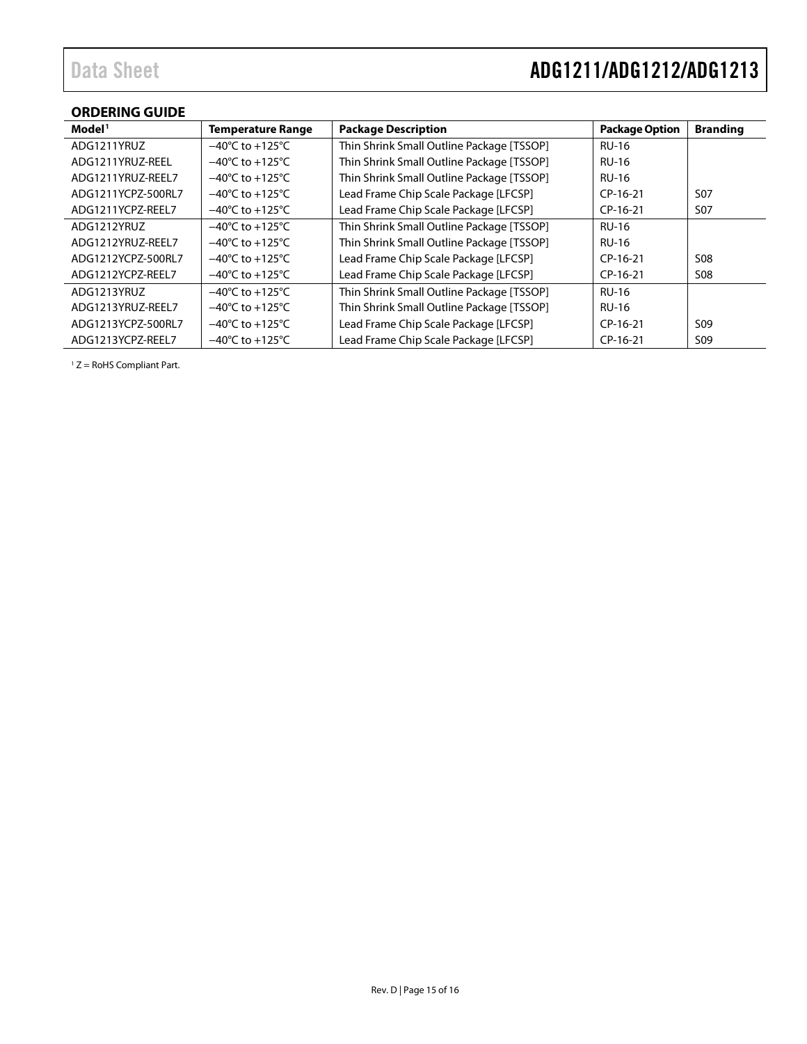## ORDERING GUIDE

| Model[1] | Temperature Range | Package Description | Package Option | Branding |
|---|---|---|---|---|
| ADG1211YRUZ | −40°C to +125°C | Thin Shrink Small Outline Package [TSSOP] | RU-16 | |
| ADG1211YRUZ-REEL | −40°C to +125°C | Thin Shrink Small Outline Package [TSSOP] | RU-16 | |
| ADG1211YRUZ-REEL7 | −40°C to +125°C | Thin Shrink Small Outline Package [TSSOP] | RU-16 | |
| ADG1211YCPZ-500RL7 | −40°C to +125°C | Lead Frame Chip Scale Package [LFCSP] | CP-16-21 | S07 |
| ADG1211YCPZ-REEL7 | −40°C to +125°C | Lead Frame Chip Scale Package [LFCSP] | CP-16-21 | S07 |
| ADG1212YRUZ | −40°C to +125°C | Thin Shrink Small Outline Package [TSSOP] | RU-16 | |
| ADG1212YRUZ-REEL7 | −40°C to +125°C | Thin Shrink Small Outline Package [TSSOP] | RU-16 | |
| ADG1212YCPZ-500RL7 | −40°C to +125°C | Lead Frame Chip Scale Package [LFCSP] | CP-16-21 | S08 |
| ADG1212YCPZ-REEL7 | −40°C to +125°C | Lead Frame Chip Scale Package [LFCSP] | CP-16-21 | S08 |
| ADG1213YRUZ | −40°C to +125°C | Thin Shrink Small Outline Package [TSSOP] | RU-16 | |
| ADG1213YRUZ-REEL7 | −40°C to +125°C | Thin Shrink Small Outline Package [TSSOP] | RU-16 | |
| ADG1213YCPZ-500RL7 | −40°C to +125°C | Lead Frame Chip Scale Package [LFCSP] | CP-16-21 | S09 |
| ADG1213YCPZ-REEL7 | −40°C to +125°C | Lead Frame Chip Scale Package [LFCSP] | CP-16-21 | S09 |

[1] Z = RoHS Compliant Part.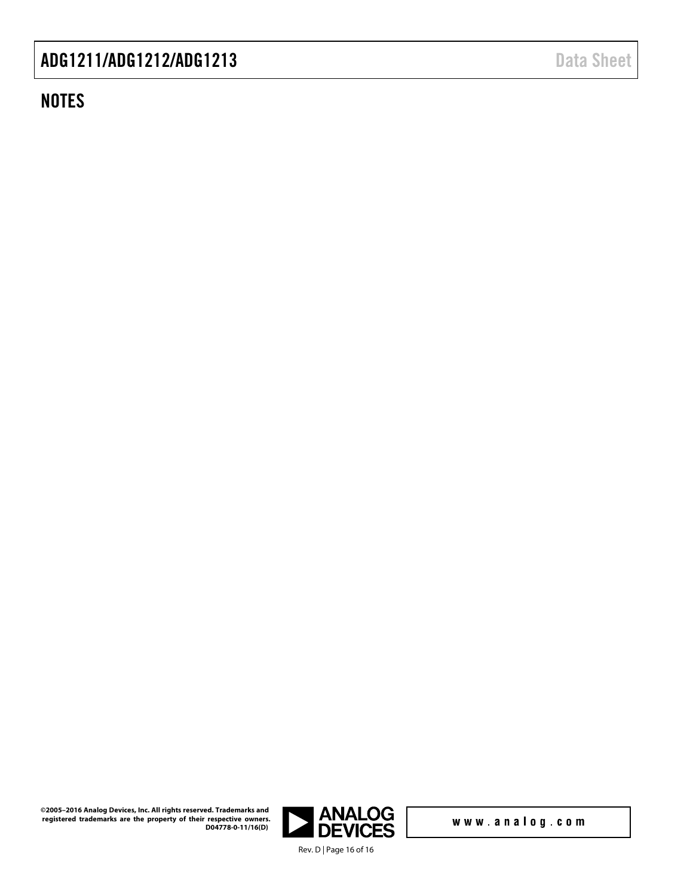## NOTES

©2005–2016 Analog Devices, Inc. All rights reserved. Trademarks and registered trademarks are the property of their respective owners. D04778-0-11/16(D)

www.analog.com